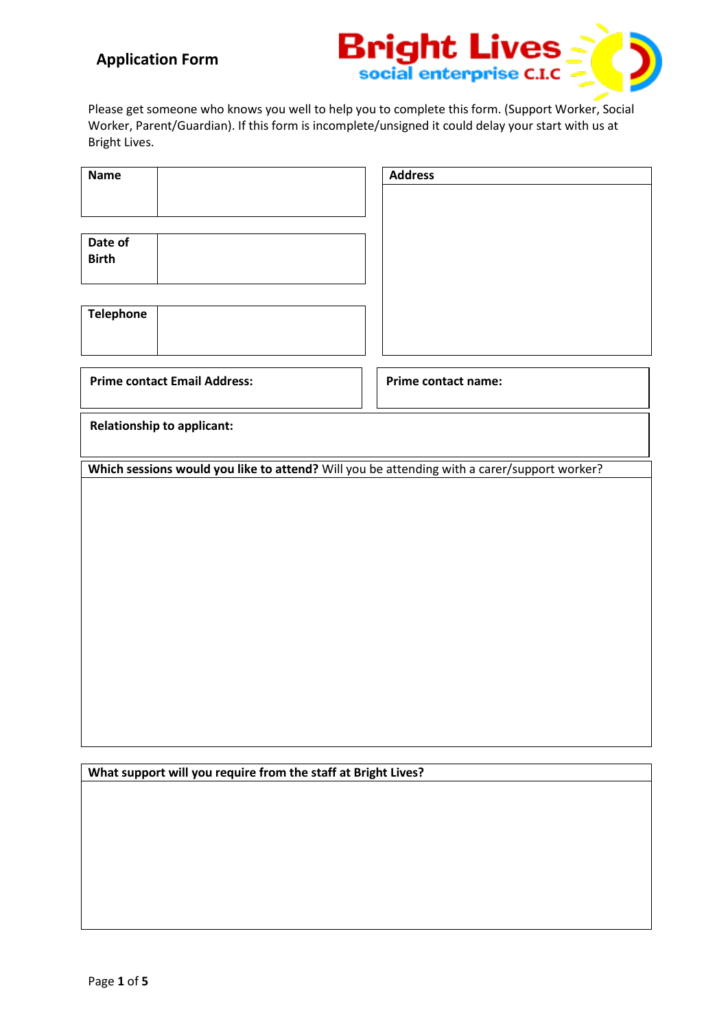# Application Form

**Bright Lives**
**social enterprise C.I.C**

Please get someone who knows you well to help you to complete this form. (Support Worker, Social Worker, Parent/Guardian). If this form is incomplete/unsigned it could delay your start with us at Bright Lives.

| **Name** | |
|---|---|

| **Date of Birth** | |
|---|---|

| **Telephone** | |
|---|---|

| **Address** |
|---|
| |

| **Prime contact Email Address:** | **Prime contact name:** |
|---|---|

| **Relationship to applicant:** |
|---|

| **Which sessions would you like to attend?** Will you be attending with a carer/support worker? |
|---|
| |

| **What support will you require from the staff at Bright Lives?** |
|---|
| |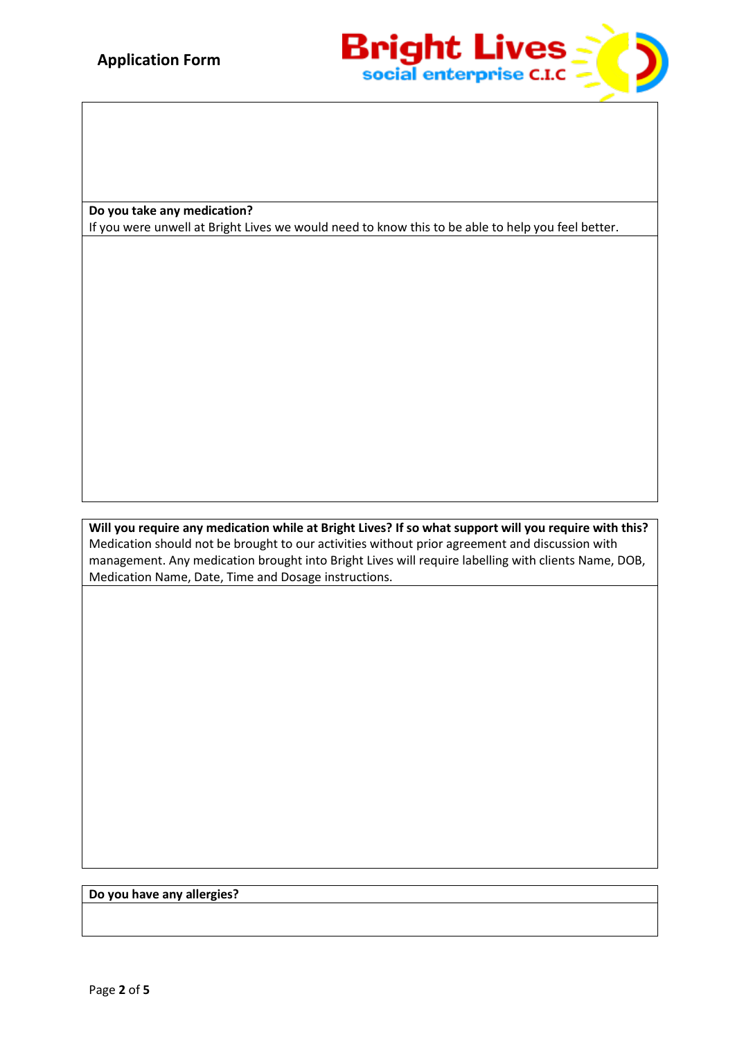**Do you take any medication?**

If you were unwell at Bright Lives we would need to know this to be able to help you feel better.

**Will you require any medication while at Bright Lives? If so what support will you require with this?**

Medication should not be brought to our activities without prior agreement and discussion with management. Any medication brought into Bright Lives will require labelling with clients Name, DOB, Medication Name, Date, Time and Dosage instructions.

**Do you have any allergies?**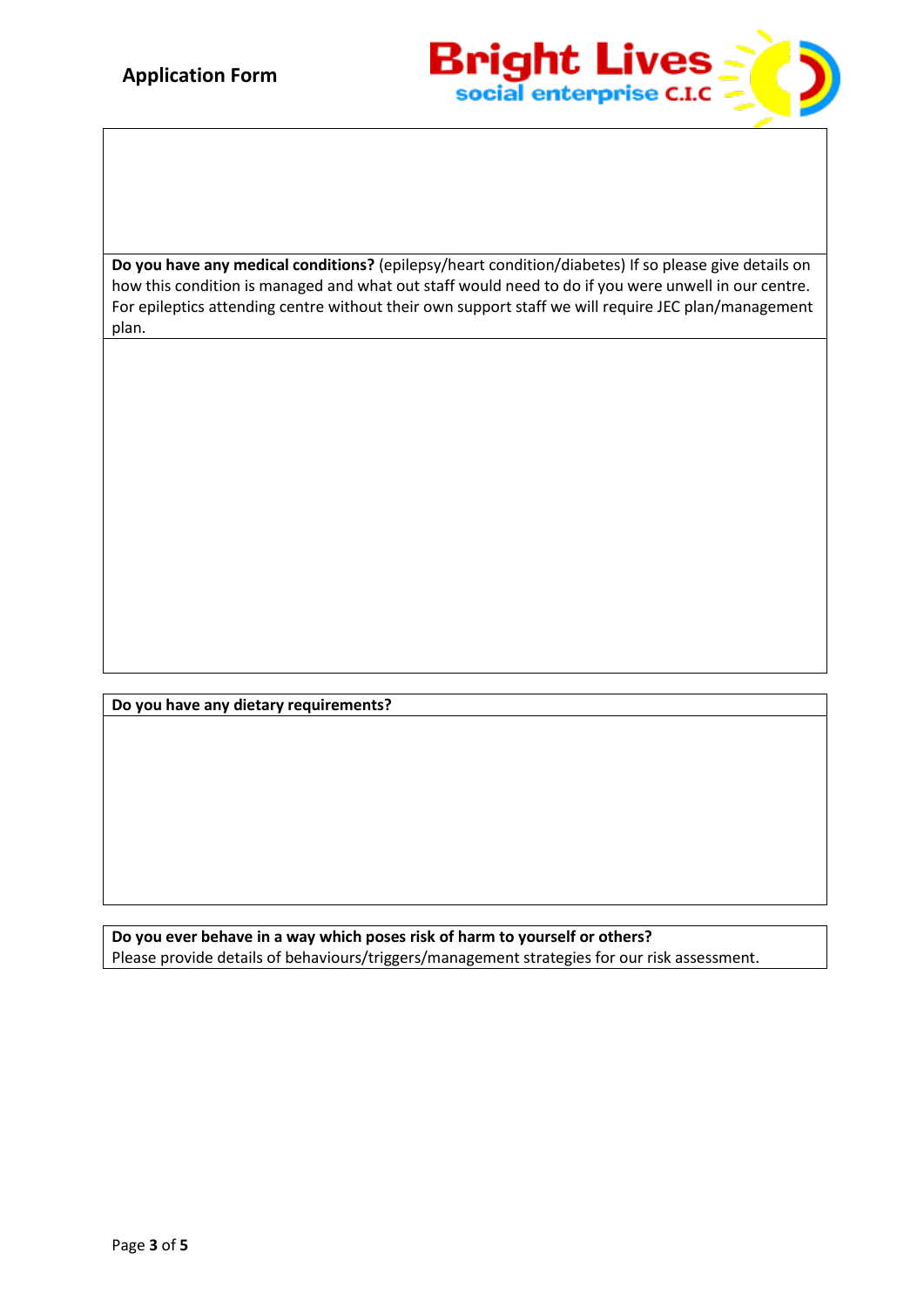**Application Form**

**Do you have any medical conditions?** (epilepsy/heart condition/diabetes) If so please give details on how this condition is managed and what out staff would need to do if you were unwell in our centre. For epileptics attending centre without their own support staff we will require JEC plan/management plan.

**Do you have any dietary requirements?**

**Do you ever behave in a way which poses risk of harm to yourself or others?**
Please provide details of behaviours/triggers/management strategies for our risk assessment.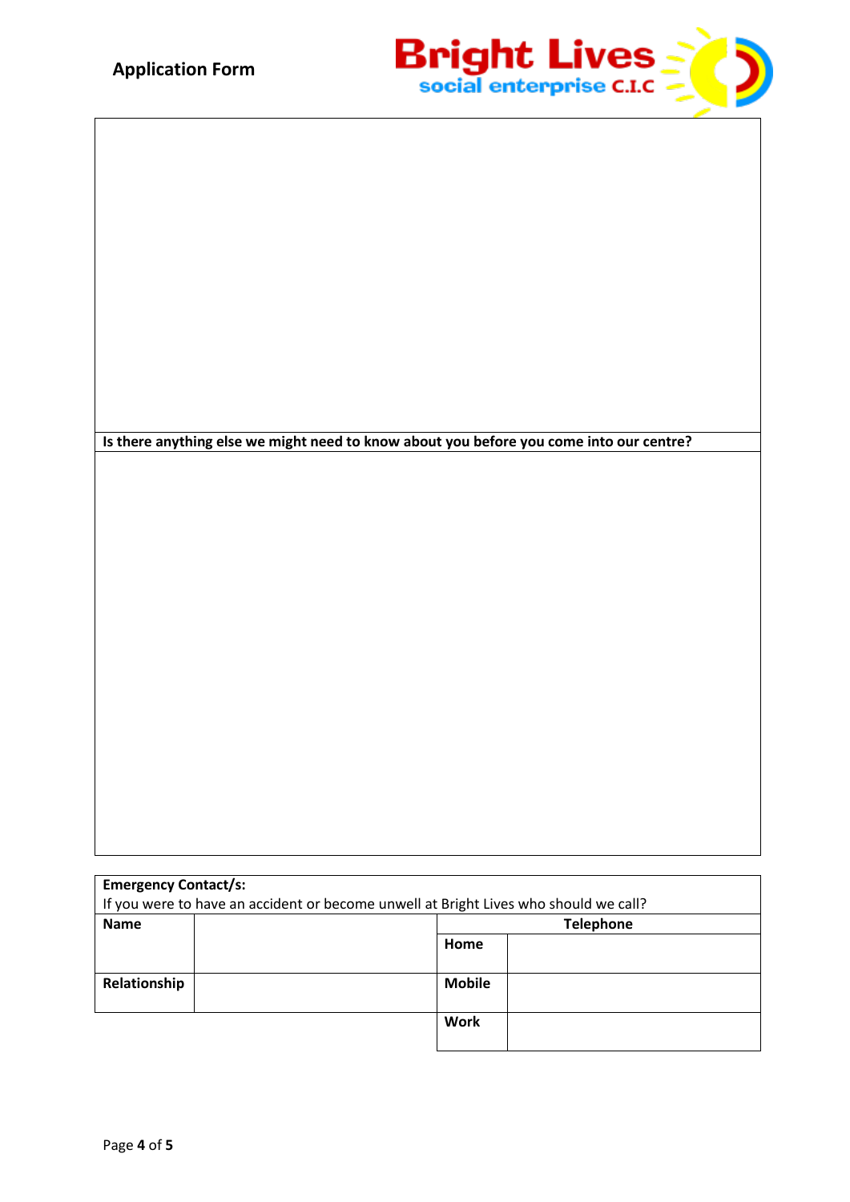**Application Form**

**Is there anything else we might need to know about you before you come into our centre?**

| **Emergency Contact/s:**<br>If you were to have an accident or become unwell at Bright Lives who should we call? | | | |
|---|---|---|---|
| **Name** | | **Telephone** | |
| | | **Home** | |
| **Relationship** | | **Mobile** | |
| | | **Work** | |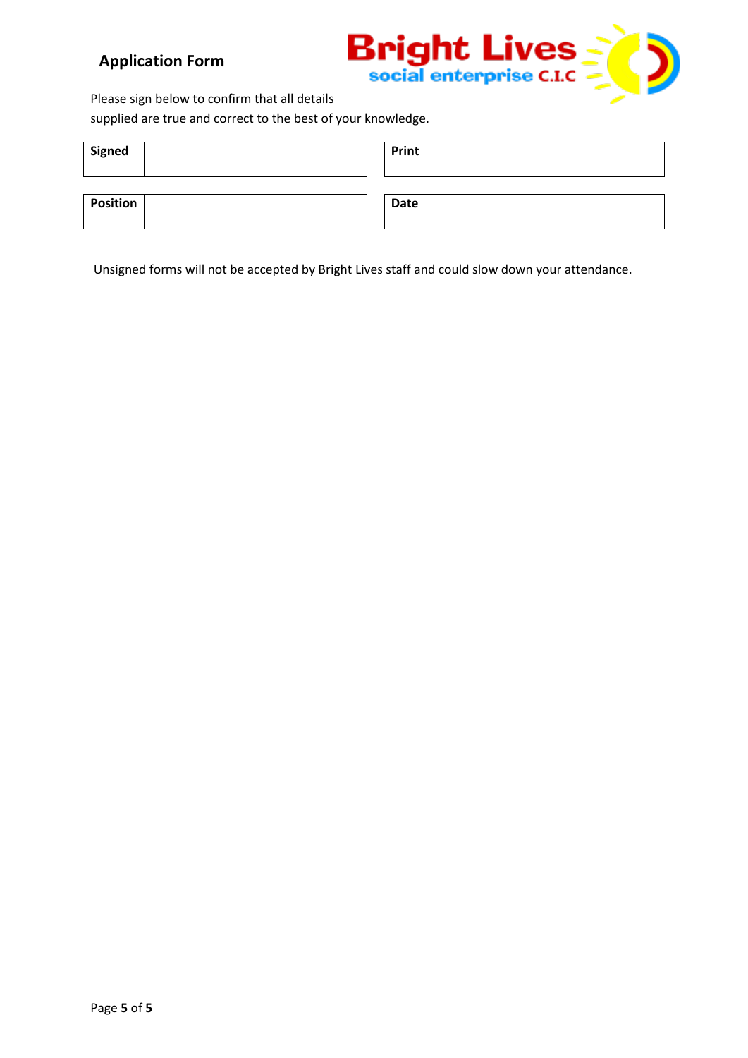## Application Form

Bright Lives
social enterprise C.I.C

Please sign below to confirm that all details supplied are true and correct to the best of your knowledge.

| | | | |
|---|---|---|---|
| **Signed** | | **Print** | |
| **Position** | | **Date** | |

Unsigned forms will not be accepted by Bright Lives staff and could slow down your attendance.